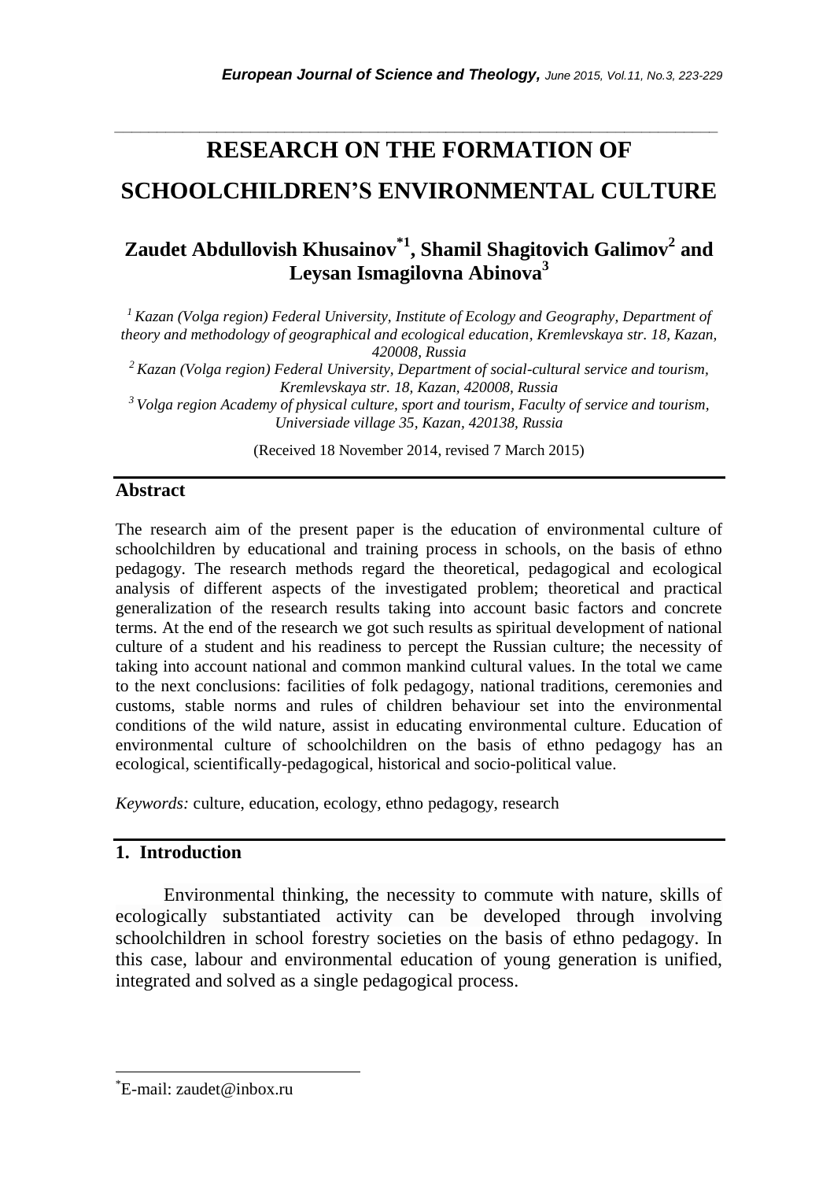# RESEARCH ON THE FORMATION OF SCHOOLCHILDREN'S ENVIRONMENTAL CULTURE

## Zaudet Abdullovish Khusainov[*1], Shamil Shagitovich Galimov[2] and Leysan Ismagilovna Abinova[3]

*[1] Kazan (Volga region) Federal University, Institute of Ecology and Geography, Department of theory and methodology of geographical and ecological education, Kremlevskaya str. 18, Kazan, 420008, Russia*

*[2] Kazan (Volga region) Federal University, Department of social-cultural service and tourism, Kremlevskaya str. 18, Kazan, 420008, Russia*

*[3] Volga region Academy of physical culture, sport and tourism, Faculty of service and tourism, Universiade village 35, Kazan, 420138, Russia*

(Received 18 November 2014, revised 7 March 2015)

## Abstract

The research aim of the present paper is the education of environmental culture of schoolchildren by educational and training process in schools, on the basis of ethno pedagogy. The research methods regard the theoretical, pedagogical and ecological analysis of different aspects of the investigated problem; theoretical and practical generalization of the research results taking into account basic factors and concrete terms. At the end of the research we got such results as spiritual development of national culture of a student and his readiness to percept the Russian culture; the necessity of taking into account national and common mankind cultural values. In the total we came to the next conclusions: facilities of folk pedagogy, national traditions, ceremonies and customs, stable norms and rules of children behaviour set into the environmental conditions of the wild nature, assist in educating environmental culture. Education of environmental culture of schoolchildren on the basis of ethno pedagogy has an ecological, scientifically-pedagogical, historical and socio-political value.

*Keywords:* culture, education, ecology, ethno pedagogy, research

## 1. Introduction

Environmental thinking, the necessity to commute with nature, skills of ecologically substantiated activity can be developed through involving schoolchildren in school forestry societies on the basis of ethno pedagogy. In this case, labour and environmental education of young generation is unified, integrated and solved as a single pedagogical process.

[*] E-mail: zaudet@inbox.ru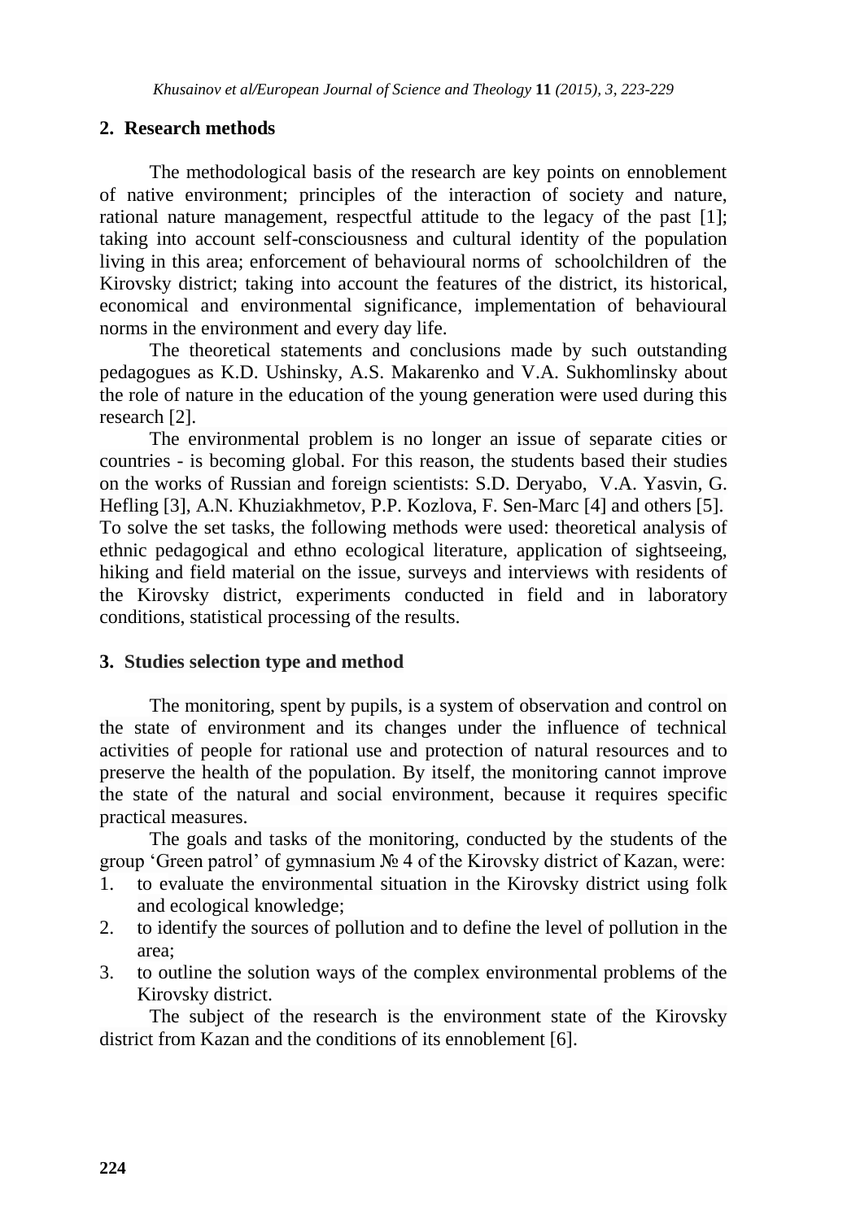## 2. Research methods

The methodological basis of the research are key points on ennoblement of native environment; principles of the interaction of society and nature, rational nature management, respectful attitude to the legacy of the past [1]; taking into account self-consciousness and cultural identity of the population living in this area; enforcement of behavioural norms of schoolchildren of the Kirovsky district; taking into account the features of the district, its historical, economical and environmental significance, implementation of behavioural norms in the environment and every day life.

The theoretical statements and conclusions made by such outstanding pedagogues as K.D. Ushinsky, A.S. Makarenko and V.A. Sukhomlinsky about the role of nature in the education of the young generation were used during this research [2].

The environmental problem is no longer an issue of separate cities or countries - is becoming global. For this reason, the students based their studies on the works of Russian and foreign scientists: S.D. Deryabo, V.A. Yasvin, G. Hefling [3], A.N. Khuziakhmetov, P.P. Kozlova, F. Sen-Marc [4] and others [5]. To solve the set tasks, the following methods were used: theoretical analysis of ethnic pedagogical and ethno ecological literature, application of sightseeing, hiking and field material on the issue, surveys and interviews with residents of the Kirovsky district, experiments conducted in field and in laboratory conditions, statistical processing of the results.

## 3. Studies selection type and method

The monitoring, spent by pupils, is a system of observation and control on the state of environment and its changes under the influence of technical activities of people for rational use and protection of natural resources and to preserve the health of the population. By itself, the monitoring cannot improve the state of the natural and social environment, because it requires specific practical measures.

The goals and tasks of the monitoring, conducted by the students of the group 'Green patrol' of gymnasium № 4 of the Kirovsky district of Kazan, were:

1. to evaluate the environmental situation in the Kirovsky district using folk and ecological knowledge;
2. to identify the sources of pollution and to define the level of pollution in the area;
3. to outline the solution ways of the complex environmental problems of the Kirovsky district.

The subject of the research is the environment state of the Kirovsky district from Kazan and the conditions of its ennoblement [6].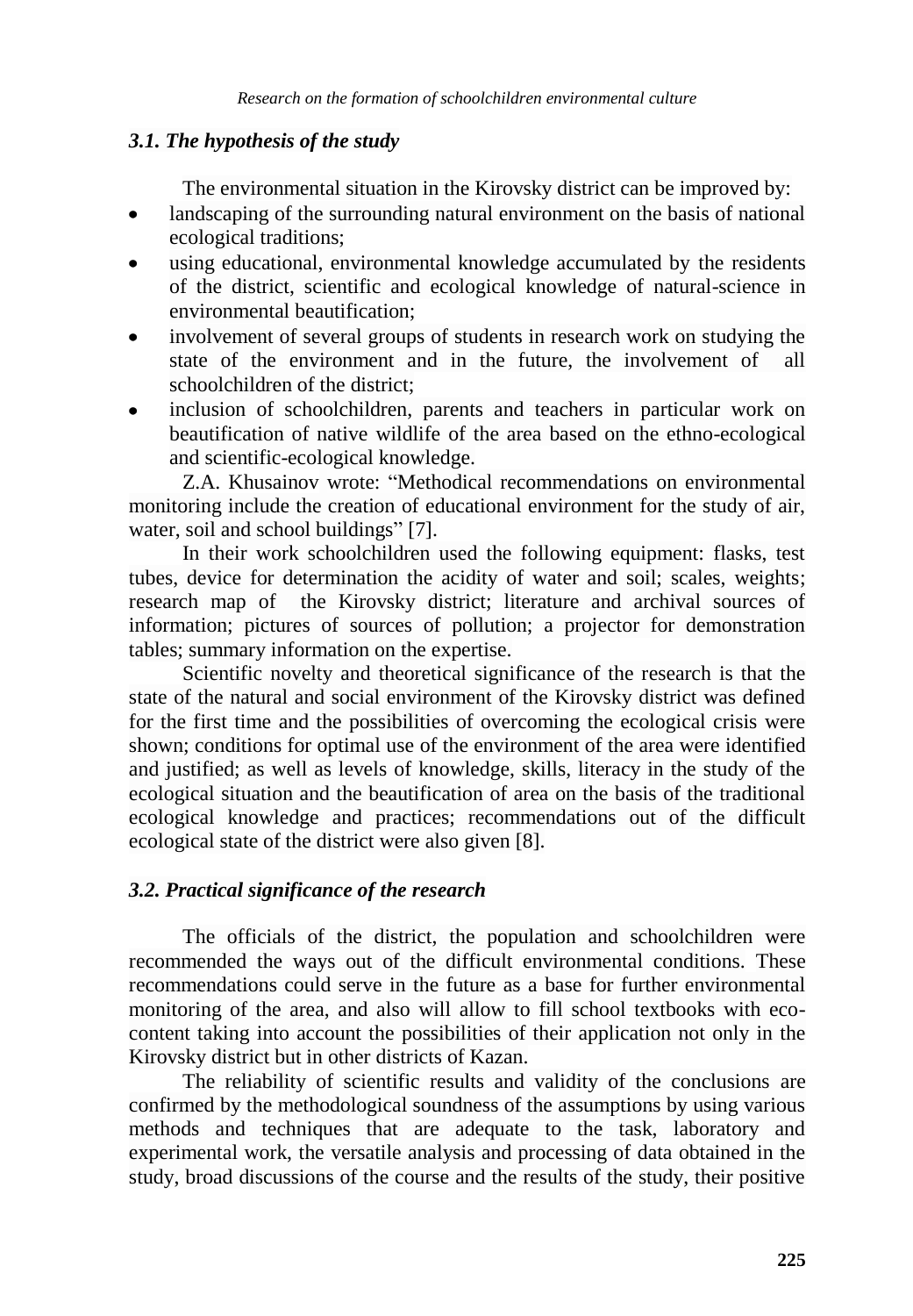### *3.1. The hypothesis of the study*

The environmental situation in the Kirovsky district can be improved by:

- landscaping of the surrounding natural environment on the basis of national ecological traditions;
- using educational, environmental knowledge accumulated by the residents of the district, scientific and ecological knowledge of natural-science in environmental beautification;
- involvement of several groups of students in research work on studying the state of the environment and in the future, the involvement of all schoolchildren of the district;
- inclusion of schoolchildren, parents and teachers in particular work on beautification of native wildlife of the area based on the ethno-ecological and scientific-ecological knowledge.

Z.A. Khusainov wrote: "Methodical recommendations on environmental monitoring include the creation of educational environment for the study of air, water, soil and school buildings" [7].

In their work schoolchildren used the following equipment: flasks, test tubes, device for determination the acidity of water and soil; scales, weights; research map of the Kirovsky district; literature and archival sources of information; pictures of sources of pollution; a projector for demonstration tables; summary information on the expertise.

Scientific novelty and theoretical significance of the research is that the state of the natural and social environment of the Kirovsky district was defined for the first time and the possibilities of overcoming the ecological crisis were shown; conditions for optimal use of the environment of the area were identified and justified; as well as levels of knowledge, skills, literacy in the study of the ecological situation and the beautification of area on the basis of the traditional ecological knowledge and practices; recommendations out of the difficult ecological state of the district were also given [8].

### *3.2. Practical significance of the research*

The officials of the district, the population and schoolchildren were recommended the ways out of the difficult environmental conditions. These recommendations could serve in the future as a base for further environmental monitoring of the area, and also will allow to fill school textbooks with eco-content taking into account the possibilities of their application not only in the Kirovsky district but in other districts of Kazan.

The reliability of scientific results and validity of the conclusions are confirmed by the methodological soundness of the assumptions by using various methods and techniques that are adequate to the task, laboratory and experimental work, the versatile analysis and processing of data obtained in the study, broad discussions of the course and the results of the study, their positive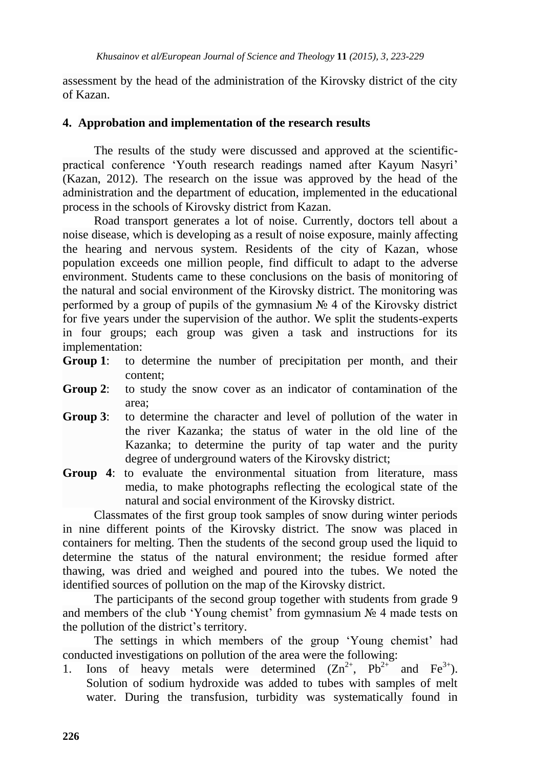assessment by the head of the administration of the Kirovsky district of the city of Kazan.

## 4. Approbation and implementation of the research results

The results of the study were discussed and approved at the scientific-practical conference 'Youth research readings named after Kayum Nasyri' (Kazan, 2012). The research on the issue was approved by the head of the administration and the department of education, implemented in the educational process in the schools of Kirovsky district from Kazan.

Road transport generates a lot of noise. Currently, doctors tell about a noise disease, which is developing as a result of noise exposure, mainly affecting the hearing and nervous system. Residents of the city of Kazan, whose population exceeds one million people, find difficult to adapt to the adverse environment. Students came to these conclusions on the basis of monitoring of the natural and social environment of the Kirovsky district. The monitoring was performed by a group of pupils of the gymnasium № 4 of the Kirovsky district for five years under the supervision of the author. We split the students-experts in four groups; each group was given a task and instructions for its implementation:

**Group 1**: to determine the number of precipitation per month, and their content;

**Group 2**: to study the snow cover as an indicator of contamination of the area;

**Group 3**: to determine the character and level of pollution of the water in the river Kazanka; the status of water in the old line of the Kazanka; to determine the purity of tap water and the purity degree of underground waters of the Kirovsky district;

**Group 4**: to evaluate the environmental situation from literature, mass media, to make photographs reflecting the ecological state of the natural and social environment of the Kirovsky district.

Classmates of the first group took samples of snow during winter periods in nine different points of the Kirovsky district. The snow was placed in containers for melting. Then the students of the second group used the liquid to determine the status of the natural environment; the residue formed after thawing, was dried and weighed and poured into the tubes. We noted the identified sources of pollution on the map of the Kirovsky district.

The participants of the second group together with students from grade 9 and members of the club 'Young chemist' from gymnasium № 4 made tests on the pollution of the district's territory.

The settings in which members of the group 'Young chemist' had conducted investigations on pollution of the area were the following:

1. Ions of heavy metals were determined ($Zn^{2+}$, $Pb^{2+}$ and $Fe^{3+}$). Solution of sodium hydroxide was added to tubes with samples of melt water. During the transfusion, turbidity was systematically found in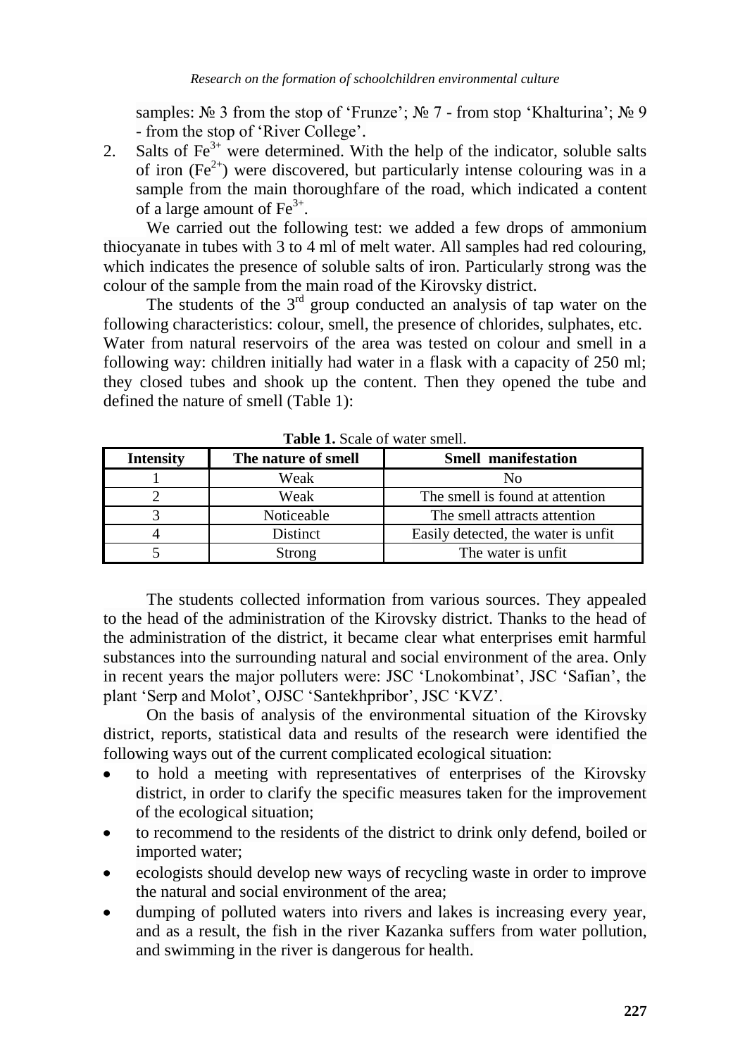samples: № 3 from the stop of 'Frunze'; № 7 - from stop 'Khalturina'; № 9 - from the stop of 'River College'.

2. Salts of $Fe^{3+}$ were determined. With the help of the indicator, soluble salts of iron ($Fe^{2+}$) were discovered, but particularly intense colouring was in a sample from the main thoroughfare of the road, which indicated a content of a large amount of $Fe^{3+}$.

We carried out the following test: we added a few drops of ammonium thiocyanate in tubes with 3 to 4 ml of melt water. All samples had red colouring, which indicates the presence of soluble salts of iron. Particularly strong was the colour of the sample from the main road of the Kirovsky district.

The students of the 3rd group conducted an analysis of tap water on the following characteristics: colour, smell, the presence of chlorides, sulphates, etc. Water from natural reservoirs of the area was tested on colour and smell in a following way: children initially had water in a flask with a capacity of 250 ml; they closed tubes and shook up the content. Then they opened the tube and defined the nature of smell (Table 1):

**Table 1.** Scale of water smell.

| Intensity | The nature of smell | Smell manifestation |
|---|---|---|
| 1 | Weak | No |
| 2 | Weak | The smell is found at attention |
| 3 | Noticeable | The smell attracts attention |
| 4 | Distinct | Easily detected, the water is unfit |
| 5 | Strong | The water is unfit |

The students collected information from various sources. They appealed to the head of the administration of the Kirovsky district. Thanks to the head of the administration of the district, it became clear what enterprises emit harmful substances into the surrounding natural and social environment of the area. Only in recent years the major polluters were: JSC 'Lnokombinat', JSC 'Safian', the plant 'Serp and Molot', OJSC 'Santekhpribor', JSC 'KVZ'.

On the basis of analysis of the environmental situation of the Kirovsky district, reports, statistical data and results of the research were identified the following ways out of the current complicated ecological situation:

- to hold a meeting with representatives of enterprises of the Kirovsky district, in order to clarify the specific measures taken for the improvement of the ecological situation;
- to recommend to the residents of the district to drink only defend, boiled or imported water;
- ecologists should develop new ways of recycling waste in order to improve the natural and social environment of the area;
- dumping of polluted waters into rivers and lakes is increasing every year, and as a result, the fish in the river Kazanka suffers from water pollution, and swimming in the river is dangerous for health.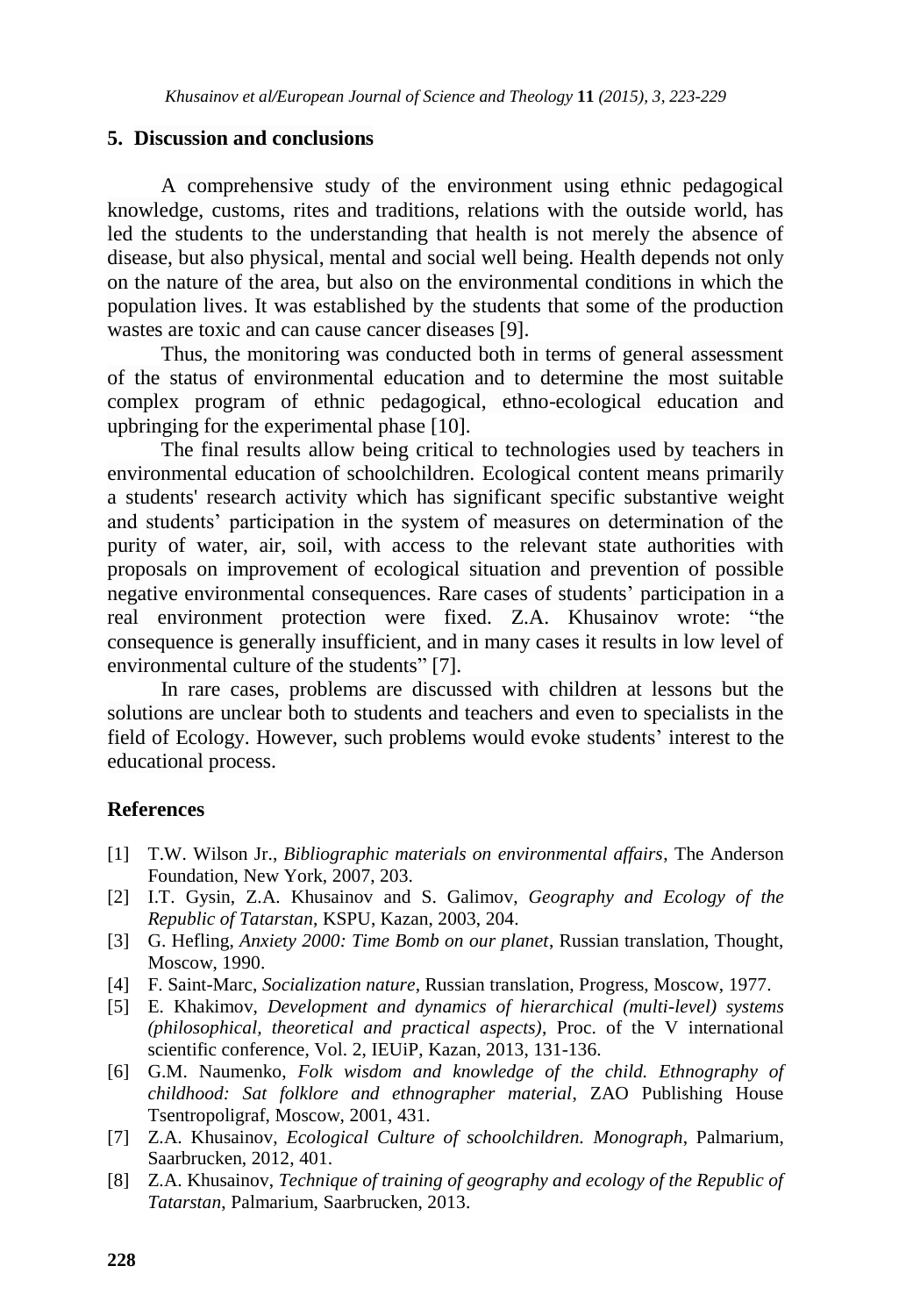## 5. Discussion and conclusions

A comprehensive study of the environment using ethnic pedagogical knowledge, customs, rites and traditions, relations with the outside world, has led the students to the understanding that health is not merely the absence of disease, but also physical, mental and social well being. Health depends not only on the nature of the area, but also on the environmental conditions in which the population lives. It was established by the students that some of the production wastes are toxic and can cause cancer diseases [9].

Thus, the monitoring was conducted both in terms of general assessment of the status of environmental education and to determine the most suitable complex program of ethnic pedagogical, ethno-ecological education and upbringing for the experimental phase [10].

The final results allow being critical to technologies used by teachers in environmental education of schoolchildren. Ecological content means primarily a students' research activity which has significant specific substantive weight and students' participation in the system of measures on determination of the purity of water, air, soil, with access to the relevant state authorities with proposals on improvement of ecological situation and prevention of possible negative environmental consequences. Rare cases of students' participation in a real environment protection were fixed. Z.A. Khusainov wrote: "the consequence is generally insufficient, and in many cases it results in low level of environmental culture of the students" [7].

In rare cases, problems are discussed with children at lessons but the solutions are unclear both to students and teachers and even to specialists in the field of Ecology. However, such problems would evoke students' interest to the educational process.

## References

[1] T.W. Wilson Jr., *Bibliographic materials on environmental affairs*, The Anderson Foundation, New York, 2007, 203.

[2] I.T. Gysin, Z.A. Khusainov and S. Galimov, *Geography and Ecology of the Republic of Tatarstan*, KSPU, Kazan, 2003, 204.

[3] G. Hefling, *Anxiety 2000: Time Bomb on our planet*, Russian translation, Thought, Moscow, 1990.

[4] F. Saint-Marc, *Socialization nature*, Russian translation, Progress, Moscow, 1977.

[5] E. Khakimov, *Development and dynamics of hierarchical (multi-level) systems (philosophical, theoretical and practical aspects)*, Proc. of the V international scientific conference, Vol. 2, IEUiP, Kazan, 2013, 131-136.

[6] G.M. Naumenko, *Folk wisdom and knowledge of the child. Ethnography of childhood: Sat folklore and ethnographer material*, ZAO Publishing House Tsentropoligraf, Moscow, 2001, 431.

[7] Z.A. Khusainov, *Ecological Culture of schoolchildren. Monograph*, Palmarium, Saarbrucken, 2012, 401.

[8] Z.A. Khusainov, *Technique of training of geography and ecology of the Republic of Tatarstan*, Palmarium, Saarbrucken, 2013.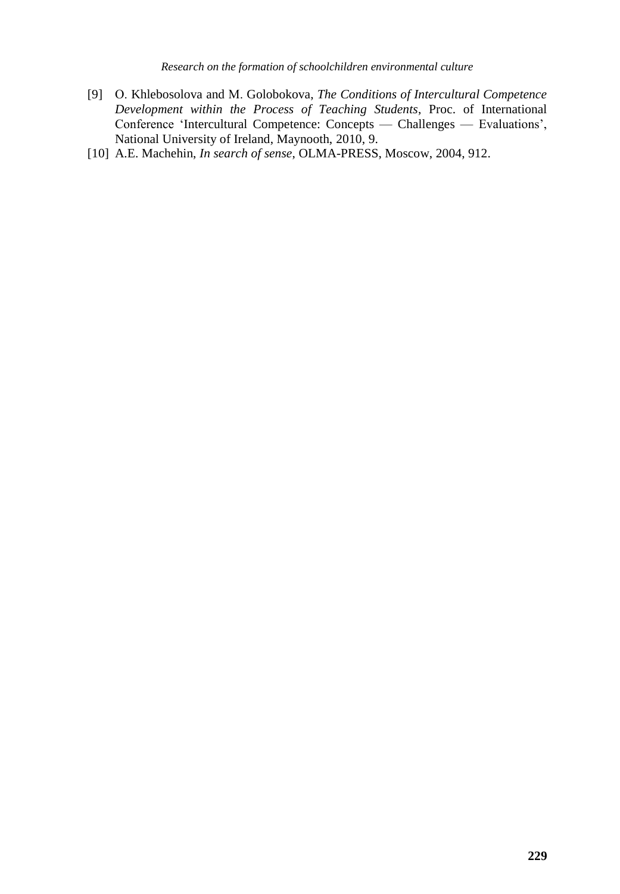[9] O. Khlebosolova and M. Golobokova, *The Conditions of Intercultural Competence Development within the Process of Teaching Students*, Proc. of International Conference 'Intercultural Competence: Concepts — Challenges — Evaluations', National University of Ireland, Maynooth, 2010, 9.

[10] A.E. Machehin, *In search of sense*, OLMA-PRESS, Moscow, 2004, 912.